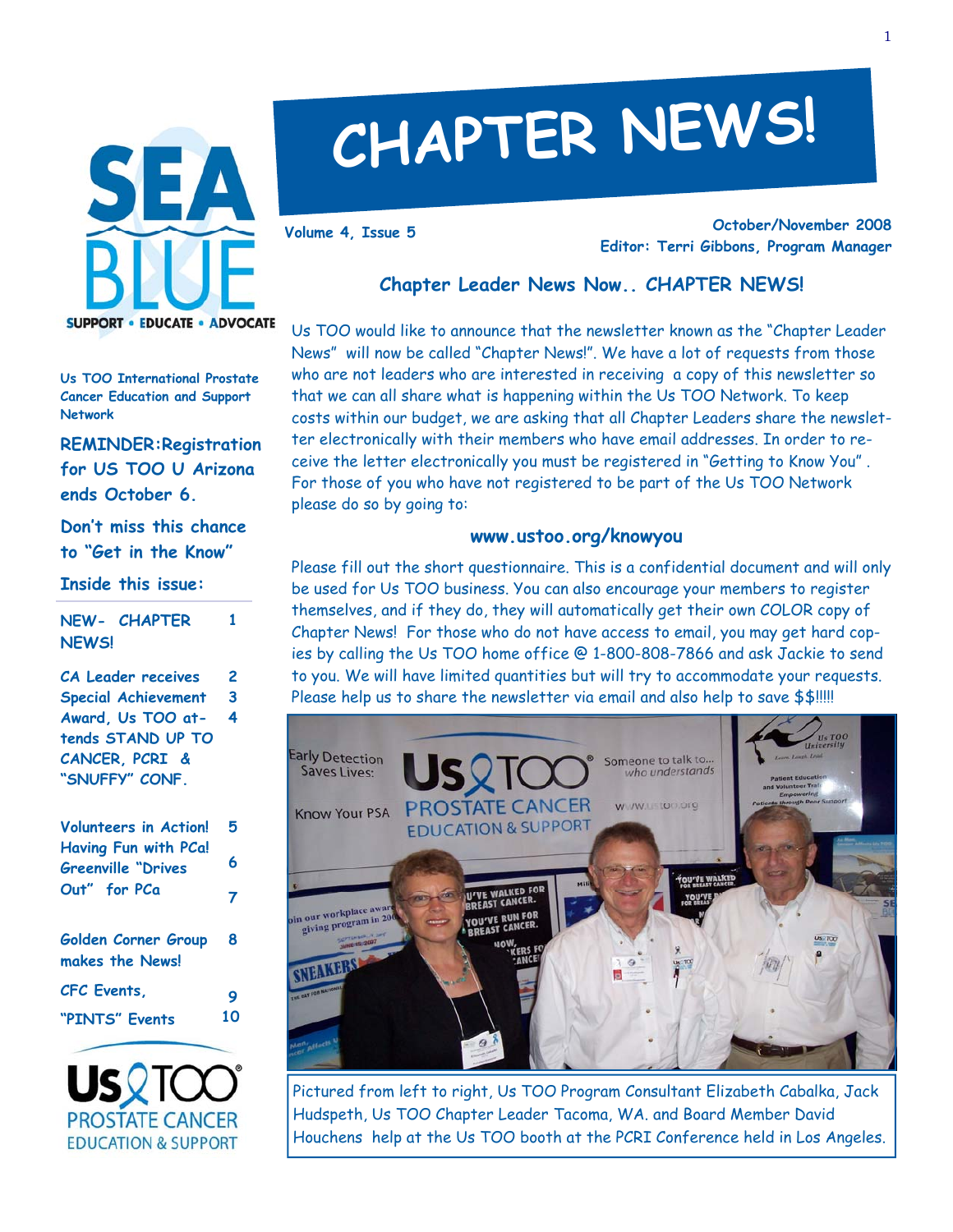# CHAPTER NEWS!

**Volume 4, Issue 5**

**October/November 2008**
**Editor: Terri Gibbons, Program Manager**

SEA BLUE — SUPPORT • EDUCATE • ADVOCATE

**Us TOO International Prostate Cancer Education and Support Network**

**REMINDER: Registration for US TOO U Arizona ends October 6.**

**Don't miss this chance to "Get in the Know"**

**Inside this issue:**

| | |
|---|---|
| NEW- CHAPTER NEWS! | 1 |
| CA Leader receives Special Achievement Award, Us TOO attends STAND UP TO CANCER, PCRI & "SNUFFY" CONF. | 2, 3, 4 |
| Volunteers in Action! | 5 |
| Having Fun with PCa! | 6 |
| Greenville "Drives Out" for PCa | 7 |
| Golden Corner Group makes the News! | 8 |
| CFC Events, | 9 |
| "PINTS" Events | 10 |

## Chapter Leader News Now.. CHAPTER NEWS!

Us TOO would like to announce that the newsletter known as the "Chapter Leader News" will now be called "Chapter News!". We have a lot of requests from those who are not leaders who are interested in receiving a copy of this newsletter so that we can all share what is happening within the Us TOO Network. To keep costs within our budget, we are asking that all Chapter Leaders share the newsletter electronically with their members who have email addresses. In order to receive the letter electronically you must be registered in "Getting to Know You". For those of you who have not registered to be part of the Us TOO Network please do so by going to:

**www.ustoo.org/knowyou**

Please fill out the short questionnaire. This is a confidential document and will only be used for Us TOO business. You can also encourage your members to register themselves, and if they do, they will automatically get their own COLOR copy of Chapter News! For those who do not have access to email, you may get hard copies by calling the Us TOO home office @ 1-800-808-7866 and ask Jackie to send to you. We will have limited quantities but will try to accommodate your requests. Please help us to share the newsletter via email and also help to save $$!!!!

Pictured from left to right, Us TOO Program Consultant Elizabeth Cabalka, Jack Hudspeth, Us TOO Chapter Leader Tacoma, WA. and Board Member David Houchens help at the Us TOO booth at the PCRI Conference held in Los Angeles.

Us TOO PROSTATE CANCER EDUCATION & SUPPORT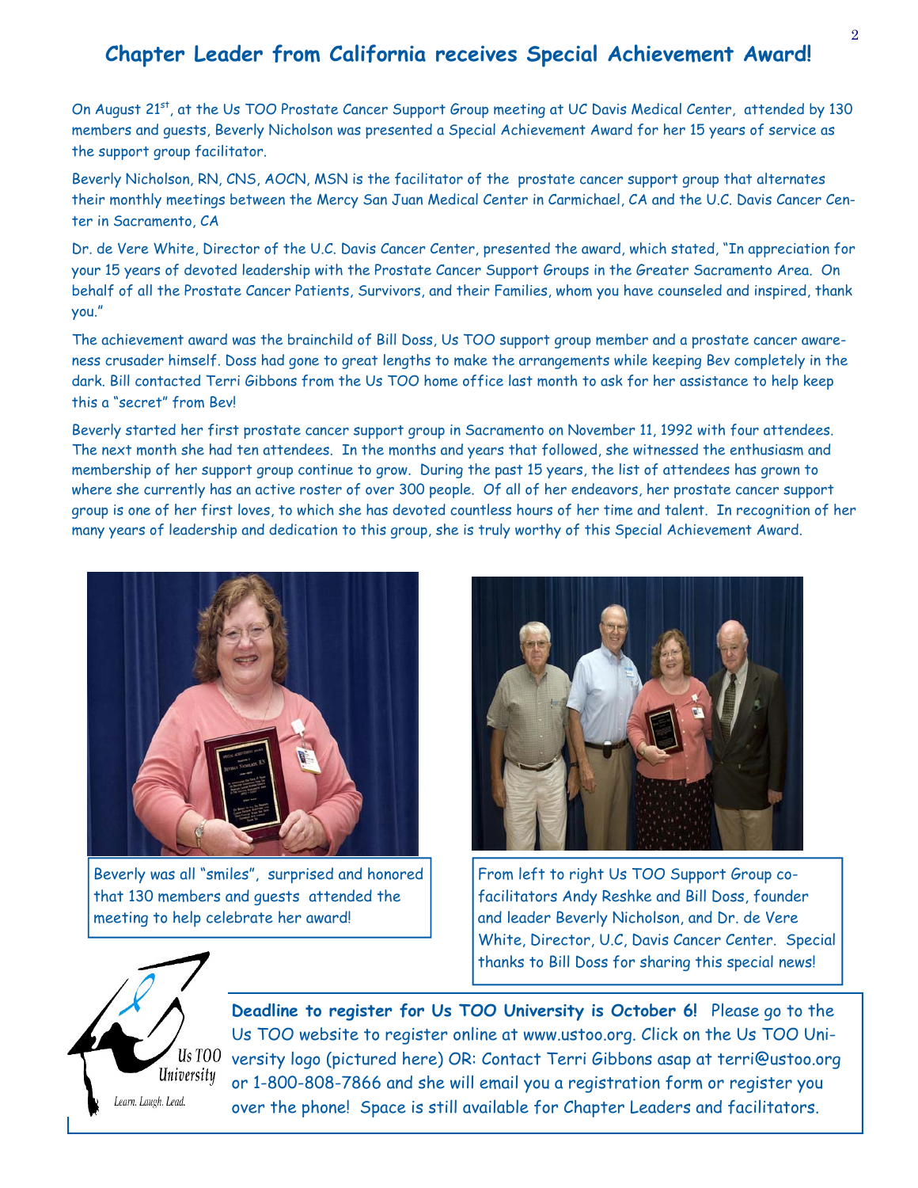## Chapter Leader from California receives Special Achievement Award!

On August 21st, at the Us TOO Prostate Cancer Support Group meeting at UC Davis Medical Center, attended by 130 members and guests, Beverly Nicholson was presented a Special Achievement Award for her 15 years of service as the support group facilitator.

Beverly Nicholson, RN, CNS, AOCN, MSN is the facilitator of the prostate cancer support group that alternates their monthly meetings between the Mercy San Juan Medical Center in Carmichael, CA and the U.C. Davis Cancer Center in Sacramento, CA

Dr. de Vere White, Director of the U.C. Davis Cancer Center, presented the award, which stated, "In appreciation for your 15 years of devoted leadership with the Prostate Cancer Support Groups in the Greater Sacramento Area. On behalf of all the Prostate Cancer Patients, Survivors, and their Families, whom you have counseled and inspired, thank you."

The achievement award was the brainchild of Bill Doss, Us TOO support group member and a prostate cancer awareness crusader himself. Doss had gone to great lengths to make the arrangements while keeping Bev completely in the dark. Bill contacted Terri Gibbons from the Us TOO home office last month to ask for her assistance to help keep this a "secret" from Bev!

Beverly started her first prostate cancer support group in Sacramento on November 11, 1992 with four attendees. The next month she had ten attendees. In the months and years that followed, she witnessed the enthusiasm and membership of her support group continue to grow. During the past 15 years, the list of attendees has grown to where she currently has an active roster of over 300 people. Of all of her endeavors, her prostate cancer support group is one of her first loves, to which she has devoted countless hours of her time and talent. In recognition of her many years of leadership and dedication to this group, she is truly worthy of this Special Achievement Award.

Beverly was all "smiles", surprised and honored that 130 members and guests attended the meeting to help celebrate her award!

From left to right Us TOO Support Group co-facilitators Andy Reshke and Bill Doss, founder and leader Beverly Nicholson, and Dr. de Vere White, Director, U.C, Davis Cancer Center. Special thanks to Bill Doss for sharing this special news!

Us TOO University — Learn. Laugh. Lead.

**Deadline to register for Us TOO University is October 6!** Please go to the Us TOO website to register online at www.ustoo.org. Click on the Us TOO University logo (pictured here) OR: Contact Terri Gibbons asap at terri@ustoo.org or 1-800-808-7866 and she will email you a registration form or register you over the phone! Space is still available for Chapter Leaders and facilitators.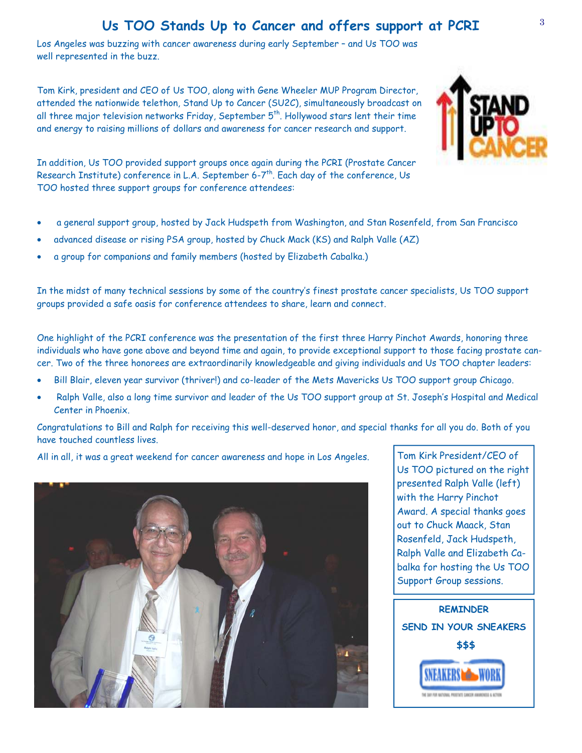# Us TOO Stands Up to Cancer and offers support at PCRI

Los Angeles was buzzing with cancer awareness during early September – and Us TOO was well represented in the buzz.

Tom Kirk, president and CEO of Us TOO, along with Gene Wheeler MUP Program Director, attended the nationwide telethon, Stand Up to Cancer (SU2C), simultaneously broadcast on all three major television networks Friday, September 5th. Hollywood stars lent their time and energy to raising millions of dollars and awareness for cancer research and support.

In addition, Us TOO provided support groups once again during the PCRI (Prostate Cancer Research Institute) conference in L.A. September 6-7th. Each day of the conference, Us TOO hosted three support groups for conference attendees:

- a general support group, hosted by Jack Hudspeth from Washington, and Stan Rosenfeld, from San Francisco
- advanced disease or rising PSA group, hosted by Chuck Mack (KS) and Ralph Valle (AZ)
- a group for companions and family members (hosted by Elizabeth Cabalka.)

In the midst of many technical sessions by some of the country's finest prostate cancer specialists, Us TOO support groups provided a safe oasis for conference attendees to share, learn and connect.

One highlight of the PCRI conference was the presentation of the first three Harry Pinchot Awards, honoring three individuals who have gone above and beyond time and again, to provide exceptional support to those facing prostate cancer. Two of the three honorees are extraordinarily knowledgeable and giving individuals and Us TOO chapter leaders:

- Bill Blair, eleven year survivor (thriver!) and co-leader of the Mets Mavericks Us TOO support group Chicago.
- Ralph Valle, also a long time survivor and leader of the Us TOO support group at St. Joseph's Hospital and Medical Center in Phoenix.

Congratulations to Bill and Ralph for receiving this well-deserved honor, and special thanks for all you do. Both of you have touched countless lives.

All in all, it was a great weekend for cancer awareness and hope in Los Angeles.

Tom Kirk President/CEO of Us TOO pictured on the right presented Ralph Valle (left) with the Harry Pinchot Award. A special thanks goes out to Chuck Maack, Stan Rosenfeld, Jack Hudspeth, Ralph Valle and Elizabeth Cabalka for hosting the Us TOO Support Group sessions.

**REMINDER**

**SEND IN YOUR SNEAKERS**

**$$$**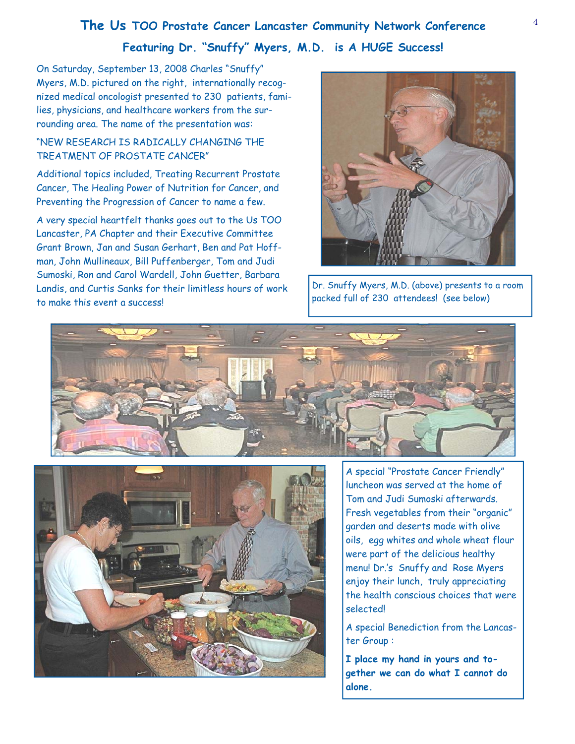# The Us TOO Prostate Cancer Lancaster Community Network Conference

## Featuring Dr. "Snuffy" Myers, M.D. is A HUGE Success!

On Saturday, September 13, 2008 Charles "Snuffy" Myers, M.D. pictured on the right, internationally recognized medical oncologist presented to 230 patients, families, physicians, and healthcare workers from the surrounding area. The name of the presentation was:

"NEW RESEARCH IS RADICALLY CHANGING THE TREATMENT OF PROSTATE CANCER"

Additional topics included, Treating Recurrent Prostate Cancer, The Healing Power of Nutrition for Cancer, and Preventing the Progression of Cancer to name a few.

A very special heartfelt thanks goes out to the Us TOO Lancaster, PA Chapter and their Executive Committee Grant Brown, Jan and Susan Gerhart, Ben and Pat Hoffman, John Mullineaux, Bill Puffenberger, Tom and Judi Sumoski, Ron and Carol Wardell, John Guetter, Barbara Landis, and Curtis Sanks for their limitless hours of work to make this event a success!

Dr. Snuffy Myers, M.D. (above) presents to a room packed full of 230 attendees! (see below)

A special "Prostate Cancer Friendly" luncheon was served at the home of Tom and Judi Sumoski afterwards. Fresh vegetables from their "organic" garden and deserts made with olive oils, egg whites and whole wheat flour were part of the delicious healthy menu! Dr.'s Snuffy and Rose Myers enjoy their lunch, truly appreciating the health conscious choices that were selected!

A special Benediction from the Lancaster Group :

**I place my hand in yours and together we can do what I cannot do alone.**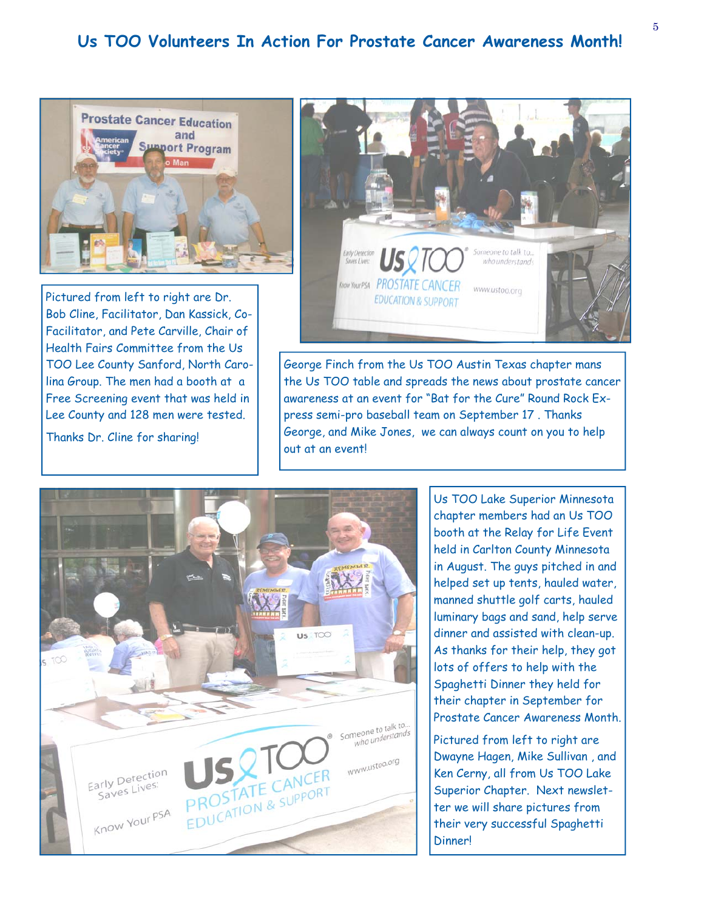# Us TOO Volunteers In Action For Prostate Cancer Awareness Month!

Pictured from left to right are Dr. Bob Cline, Facilitator, Dan Kassick, Co-Facilitator, and Pete Carville, Chair of Health Fairs Committee from the Us TOO Lee County Sanford, North Carolina Group. The men had a booth at a Free Screening event that was held in Lee County and 128 men were tested.

Thanks Dr. Cline for sharing!

George Finch from the Us TOO Austin Texas chapter mans the Us TOO table and spreads the news about prostate cancer awareness at an event for "Bat for the Cure" Round Rock Express semi-pro baseball team on September 17 . Thanks George, and Mike Jones, we can always count on you to help out at an event!

Us TOO Lake Superior Minnesota chapter members had an Us TOO booth at the Relay for Life Event held in Carlton County Minnesota in August. The guys pitched in and helped set up tents, hauled water, manned shuttle golf carts, hauled luminary bags and sand, help serve dinner and assisted with clean-up. As thanks for their help, they got lots of offers to help with the Spaghetti Dinner they held for their chapter in September for Prostate Cancer Awareness Month.

Pictured from left to right are Dwayne Hagen, Mike Sullivan , and Ken Cerny, all from Us TOO Lake Superior Chapter. Next newsletter we will share pictures from their very successful Spaghetti Dinner!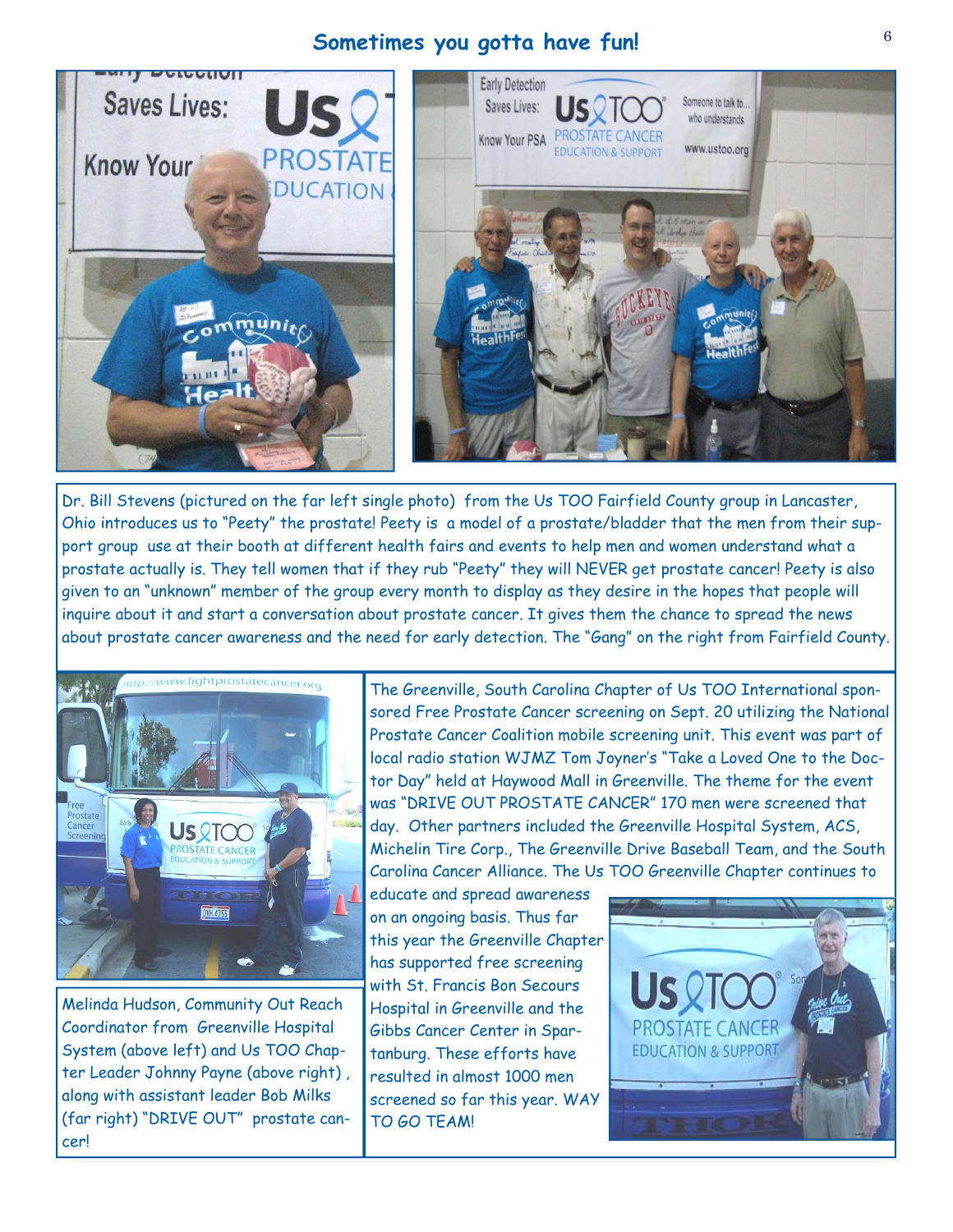# Sometimes you gotta have fun!

Dr. Bill Stevens (pictured on the far left single photo) from the Us TOO Fairfield County group in Lancaster, Ohio introduces us to "Peety" the prostate! Peety is a model of a prostate/bladder that the men from their support group use at their booth at different health fairs and events to help men and women understand what a prostate actually is. They tell women that if they rub "Peety" they will NEVER get prostate cancer! Peety is also given to an "unknown" member of the group every month to display as they desire in the hopes that people will inquire about it and start a conversation about prostate cancer. It gives them the chance to spread the news about prostate cancer awareness and the need for early detection. The "Gang" on the right from Fairfield County.

Melinda Hudson, Community Out Reach Coordinator from Greenville Hospital System (above left) and Us TOO Chapter Leader Johnny Payne (above right), along with assistant leader Bob Milks (far right) "DRIVE OUT" prostate cancer!

The Greenville, South Carolina Chapter of Us TOO International sponsored Free Prostate Cancer screening on Sept. 20 utilizing the National Prostate Cancer Coalition mobile screening unit. This event was part of local radio station WJMZ Tom Joyner's "Take a Loved One to the Doctor Day" held at Haywood Mall in Greenville. The theme for the event was "DRIVE OUT PROSTATE CANCER" 170 men were screened that day. Other partners included the Greenville Hospital System, ACS, Michelin Tire Corp., The Greenville Drive Baseball Team, and the South Carolina Cancer Alliance. The Us TOO Greenville Chapter continues to educate and spread awareness on an ongoing basis. Thus far this year the Greenville Chapter has supported free screening with St. Francis Bon Secours Hospital in Greenville and the Gibbs Cancer Center in Spartanburg. These efforts have resulted in almost 1000 men screened so far this year. WAY TO GO TEAM!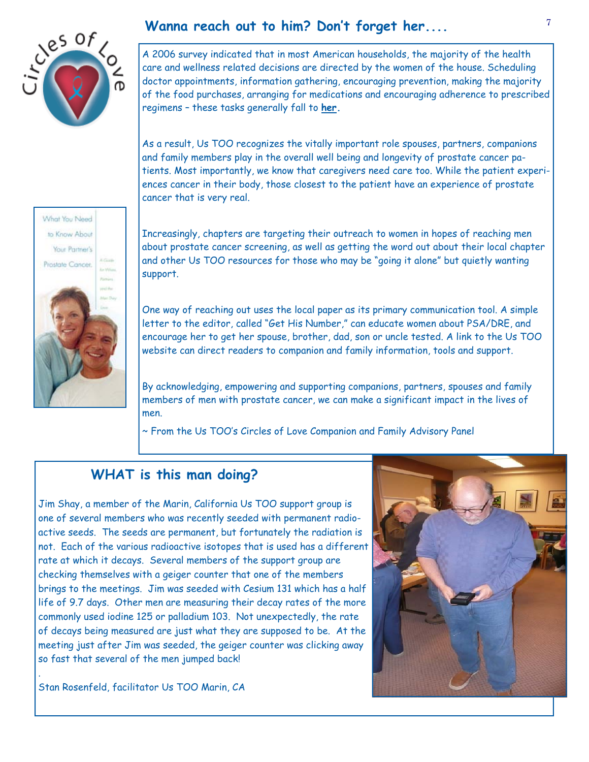## Wanna reach out to him? Don't forget her....

A 2006 survey indicated that in most American households, the majority of the health care and wellness related decisions are directed by the women of the house. Scheduling doctor appointments, information gathering, encouraging prevention, making the majority of the food purchases, arranging for medications and encouraging adherence to prescribed regimens – these tasks generally fall to **her**.

As a result, Us TOO recognizes the vitally important role spouses, partners, companions and family members play in the overall well being and longevity of prostate cancer patients. Most importantly, we know that caregivers need care too. While the patient experiences cancer in their body, those closest to the patient have an experience of prostate cancer that is very real.

Increasingly, chapters are targeting their outreach to women in hopes of reaching men about prostate cancer screening, as well as getting the word out about their local chapter and other Us TOO resources for those who may be "going it alone" but quietly wanting support.

One way of reaching out uses the local paper as its primary communication tool. A simple letter to the editor, called "Get His Number," can educate women about PSA/DRE, and encourage her to get her spouse, brother, dad, son or uncle tested. A link to the Us TOO website can direct readers to companion and family information, tools and support.

By acknowledging, empowering and supporting companions, partners, spouses and family members of men with prostate cancer, we can make a significant impact in the lives of men.

~ From the Us TOO's Circles of Love Companion and Family Advisory Panel

## WHAT is this man doing?

Jim Shay, a member of the Marin, California Us TOO support group is one of several members who was recently seeded with permanent radioactive seeds. The seeds are permanent, but fortunately the radiation is not. Each of the various radioactive isotopes that is used has a different rate at which it decays. Several members of the support group are checking themselves with a geiger counter that one of the members brings to the meetings. Jim was seeded with Cesium 131 which has a half life of 9.7 days. Other men are measuring their decay rates of the more commonly used iodine 125 or palladium 103. Not unexpectedly, the rate of decays being measured are just what they are supposed to be. At the meeting just after Jim was seeded, the geiger counter was clicking away so fast that several of the men jumped back!

Stan Rosenfeld, facilitator Us TOO Marin, CA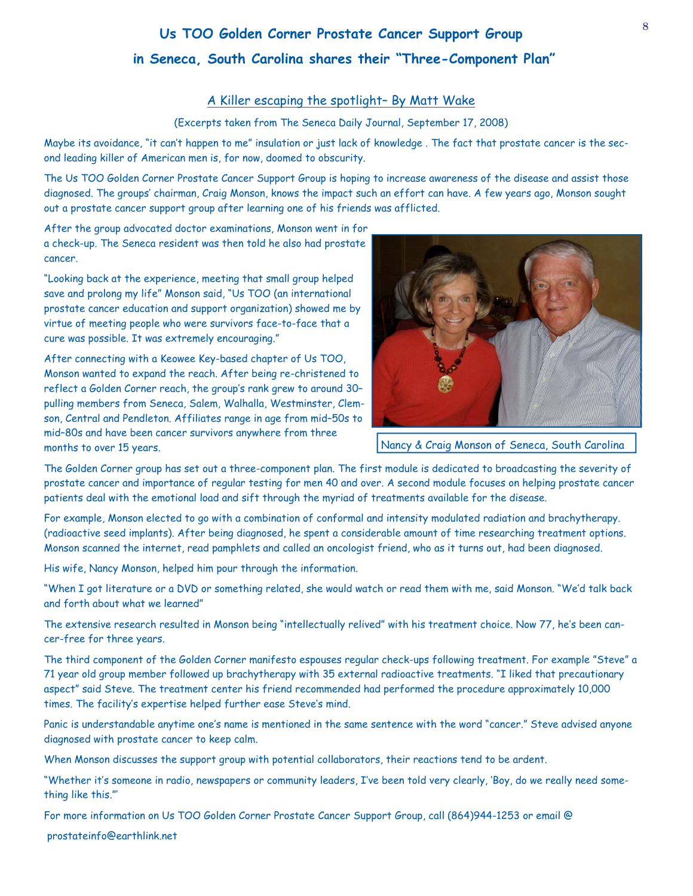## Us TOO Golden Corner Prostate Cancer Support Group in Seneca, South Carolina shares their "Three-Component Plan"

### A Killer escaping the spotlight– By Matt Wake

(Excerpts taken from The Seneca Daily Journal, September 17, 2008)

Maybe its avoidance, "it can't happen to me" insulation or just lack of knowledge . The fact that prostate cancer is the second leading killer of American men is, for now, doomed to obscurity.

The Us TOO Golden Corner Prostate Cancer Support Group is hoping to increase awareness of the disease and assist those diagnosed. The groups' chairman, Craig Monson, knows the impact such an effort can have. A few years ago, Monson sought out a prostate cancer support group after learning one of his friends was afflicted.

After the group advocated doctor examinations, Monson went in for a check-up. The Seneca resident was then told he also had prostate cancer.

"Looking back at the experience, meeting that small group helped save and prolong my life" Monson said, "Us TOO (an international prostate cancer education and support organization) showed me by virtue of meeting people who were survivors face-to-face that a cure was possible. It was extremely encouraging."

After connecting with a Keowee Key-based chapter of Us TOO, Monson wanted to expand the reach. After being re-christened to reflect a Golden Corner reach, the group's rank grew to around 30– pulling members from Seneca, Salem, Walhalla, Westminster, Clemson, Central and Pendleton. Affiliates range in age from mid–50s to mid–80s and have been cancer survivors anywhere from three months to over 15 years.

Nancy & Craig Monson of Seneca, South Carolina

The Golden Corner group has set out a three-component plan. The first module is dedicated to broadcasting the severity of prostate cancer and importance of regular testing for men 40 and over. A second module focuses on helping prostate cancer patients deal with the emotional load and sift through the myriad of treatments available for the disease.

For example, Monson elected to go with a combination of conformal and intensity modulated radiation and brachytherapy. (radioactive seed implants). After being diagnosed, he spent a considerable amount of time researching treatment options. Monson scanned the internet, read pamphlets and called an oncologist friend, who as it turns out, had been diagnosed.

His wife, Nancy Monson, helped him pour through the information.

"When I got literature or a DVD or something related, she would watch or read them with me, said Monson. "We'd talk back and forth about what we learned"

The extensive research resulted in Monson being "intellectually relived" with his treatment choice. Now 77, he's been cancer-free for three years.

The third component of the Golden Corner manifesto espouses regular check-ups following treatment. For example "Steve" a 71 year old group member followed up brachytherapy with 35 external radioactive treatments. "I liked that precautionary aspect" said Steve. The treatment center his friend recommended had performed the procedure approximately 10,000 times. The facility's expertise helped further ease Steve's mind.

Panic is understandable anytime one's name is mentioned in the same sentence with the word "cancer." Steve advised anyone diagnosed with prostate cancer to keep calm.

When Monson discusses the support group with potential collaborators, their reactions tend to be ardent.

"Whether it's someone in radio, newspapers or community leaders, I've been told very clearly, 'Boy, do we really need something like this.'"

For more information on Us TOO Golden Corner Prostate Cancer Support Group, call (864)944-1253 or email @ prostateinfo@earthlink.net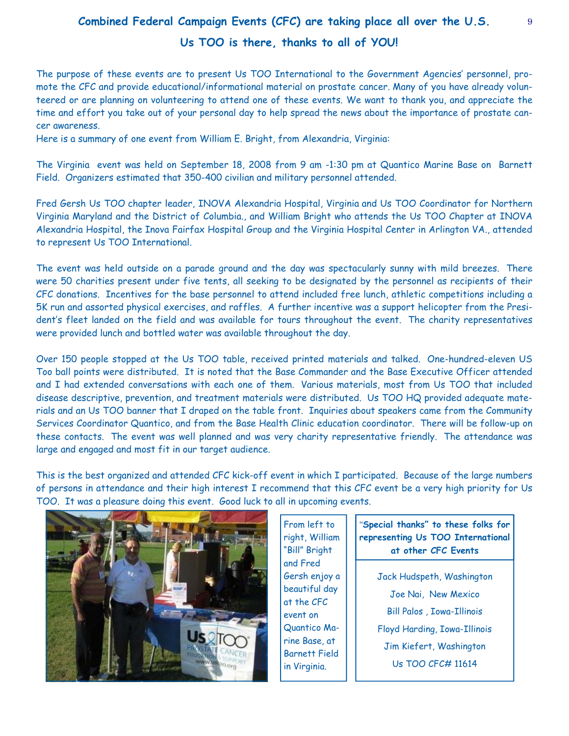## Combined Federal Campaign Events (CFC) are taking place all over the U.S.

## Us TOO is there, thanks to all of YOU!

The purpose of these events are to present Us TOO International to the Government Agencies' personnel, promote the CFC and provide educational/informational material on prostate cancer. Many of you have already volunteered or are planning on volunteering to attend one of these events. We want to thank you, and appreciate the time and effort you take out of your personal day to help spread the news about the importance of prostate cancer awareness.

Here is a summary of one event from William E. Bright, from Alexandria, Virginia:

The Virginia event was held on September 18, 2008 from 9 am -1:30 pm at Quantico Marine Base on Barnett Field. Organizers estimated that 350-400 civilian and military personnel attended.

Fred Gersh Us TOO chapter leader, INOVA Alexandria Hospital, Virginia and Us TOO Coordinator for Northern Virginia Maryland and the District of Columbia., and William Bright who attends the Us TOO Chapter at INOVA Alexandria Hospital, the Inova Fairfax Hospital Group and the Virginia Hospital Center in Arlington VA., attended to represent Us TOO International.

The event was held outside on a parade ground and the day was spectacularly sunny with mild breezes. There were 50 charities present under five tents, all seeking to be designated by the personnel as recipients of their CFC donations. Incentives for the base personnel to attend included free lunch, athletic competitions including a 5K run and assorted physical exercises, and raffles. A further incentive was a support helicopter from the President's fleet landed on the field and was available for tours throughout the event. The charity representatives were provided lunch and bottled water was available throughout the day.

Over 150 people stopped at the Us TOO table, received printed materials and talked. One-hundred-eleven US Too ball points were distributed. It is noted that the Base Commander and the Base Executive Officer attended and I had extended conversations with each one of them. Various materials, most from Us TOO that included disease descriptive, prevention, and treatment materials were distributed. Us TOO HQ provided adequate materials and an Us TOO banner that I draped on the table front. Inquiries about speakers came from the Community Services Coordinator Quantico, and from the Base Health Clinic education coordinator. There will be follow-up on these contacts. The event was well planned and was very charity representative friendly. The attendance was large and engaged and most fit in our target audience.

This is the best organized and attended CFC kick-off event in which I participated. Because of the large numbers of persons in attendance and their high interest I recommend that this CFC event be a very high priority for Us TOO. It was a pleasure doing this event. Good luck to all in upcoming events.

From left to right, William "Bill" Bright and Fred Gersh enjoy a beautiful day at the CFC event on Quantico Marine Base, at Barnett Field in Virginia.

**"Special thanks" to these folks for representing Us TOO International at other CFC Events**

Jack Hudspeth, Washington

Joe Nai, New Mexico

Bill Palos , Iowa-Illinois

Floyd Harding, Iowa-Illinois

Jim Kiefert, Washington

Us TOO CFC# 11614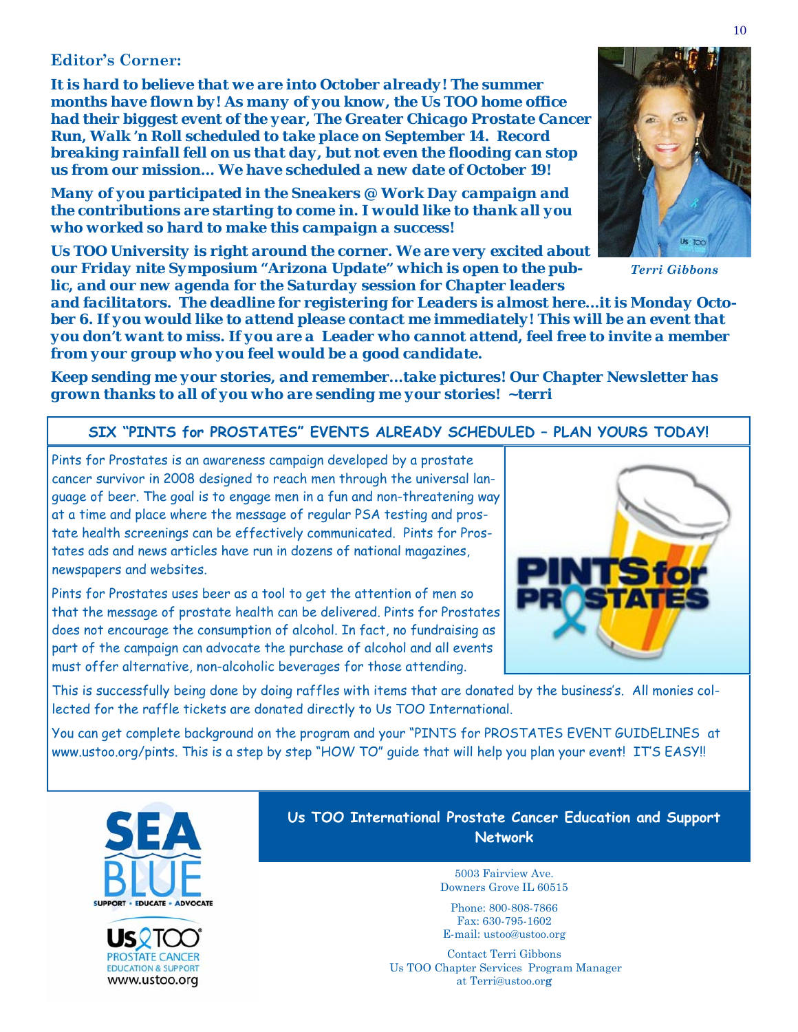## Editor's Corner:

***It is hard to believe that we are into October already! The summer months have flown by! As many of you know, the Us TOO home office had their biggest event of the year, The Greater Chicago Prostate Cancer Run, Walk 'n Roll scheduled to take place on September 14. Record breaking rainfall fell on us that day, but not even the flooding can stop us from our mission… We have scheduled a new date of October 19!***

***Many of you participated in the Sneakers @ Work Day campaign and the contributions are starting to come in. I would like to thank all you who worked so hard to make this campaign a success!***

***Us TOO University is right around the corner. We are very excited about our Friday nite Symposium "Arizona Update" which is open to the public, and our new agenda for the Saturday session for Chapter leaders and facilitators. The deadline for registering for Leaders is almost here…it is Monday October 6. If you would like to attend please contact me immediately! This will be an event that you don't want to miss. If you are a Leader who cannot attend, feel free to invite a member from your group who you feel would be a good candidate.***

***Keep sending me your stories, and remember…take pictures! Our Chapter Newsletter has grown thanks to all of you who are sending me your stories! ~terri***

*Terri Gibbons*

## SIX "PINTS for PROSTATES" EVENTS ALREADY SCHEDULED – PLAN YOURS TODAY!

Pints for Prostates is an awareness campaign developed by a prostate cancer survivor in 2008 designed to reach men through the universal language of beer. The goal is to engage men in a fun and non-threatening way at a time and place where the message of regular PSA testing and prostate health screenings can be effectively communicated. Pints for Prostates ads and news articles have run in dozens of national magazines, newspapers and websites.

Pints for Prostates uses beer as a tool to get the attention of men so that the message of prostate health can be delivered. Pints for Prostates does not encourage the consumption of alcohol. In fact, no fundraising as part of the campaign can advocate the purchase of alcohol and all events must offer alternative, non-alcoholic beverages for those attending.

This is successfully being done by doing raffles with items that are donated by the business's. All monies collected for the raffle tickets are donated directly to Us TOO International.

You can get complete background on the program and your "PINTS for PROSTATES EVENT GUIDELINES at www.ustoo.org/pints. This is a step by step "HOW TO" guide that will help you plan your event! IT'S EASY!!

SEA BLUE
SUPPORT • EDUCATE • ADVOCATE

Us TOO
PROSTATE CANCER EDUCATION & SUPPORT
www.ustoo.org

**Us TOO International Prostate Cancer Education and Support Network**

5003 Fairview Ave.
Downers Grove IL 60515

Phone: 800-808-7866
Fax: 630-795-1602
E-mail: ustoo@ustoo.org

Contact Terri Gibbons
Us TOO Chapter Services Program Manager
at Terri@ustoo.org